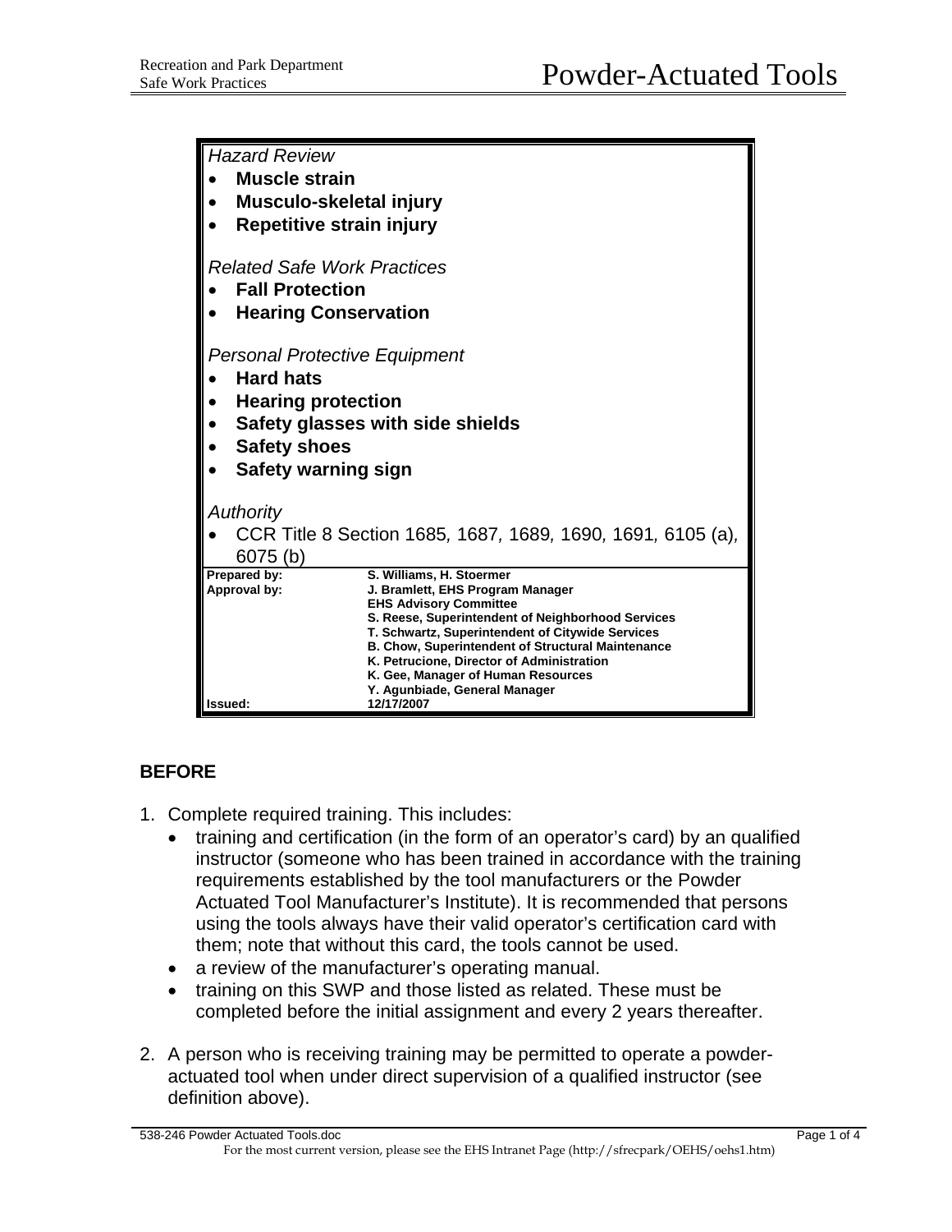# Powder-Actuated Tools

*Hazard Review*

- **Muscle strain**
- **Musculo-skeletal injury**
- **Repetitive strain injury**

*Related Safe Work Practices*

- **Fall Protection**
- **Hearing Conservation**

*Personal Protective Equipment*

- **Hard hats**
- **Hearing protection**
- **Safety glasses with side shields**
- **Safety shoes**
- **Safety warning sign**

*Authority*

- CCR Title 8 Section 1685, 1687, 1689, 1690, 1691, 6105 (a), 6075 (b)

| | |
|---|---|
| **Prepared by:** | **S. Williams, H. Stoermer** |
| **Approval by:** | **J. Bramlett, EHS Program Manager**<br>**EHS Advisory Committee**<br>**S. Reese, Superintendent of Neighborhood Services**<br>**T. Schwartz, Superintendent of Citywide Services**<br>**B. Chow, Superintendent of Structural Maintenance**<br>**K. Petrucione, Director of Administration**<br>**K. Gee, Manager of Human Resources**<br>**Y. Agunbiade, General Manager** |
| **Issued:** | **12/17/2007** |

## BEFORE

1. Complete required training. This includes:
   - training and certification (in the form of an operator's card) by an qualified instructor (someone who has been trained in accordance with the training requirements established by the tool manufacturers or the Powder Actuated Tool Manufacturer's Institute). It is recommended that persons using the tools always have their valid operator's certification card with them; note that without this card, the tools cannot be used.
   - a review of the manufacturer's operating manual.
   - training on this SWP and those listed as related. These must be completed before the initial assignment and every 2 years thereafter.

2. A person who is receiving training may be permitted to operate a powder-actuated tool when under direct supervision of a qualified instructor (see definition above).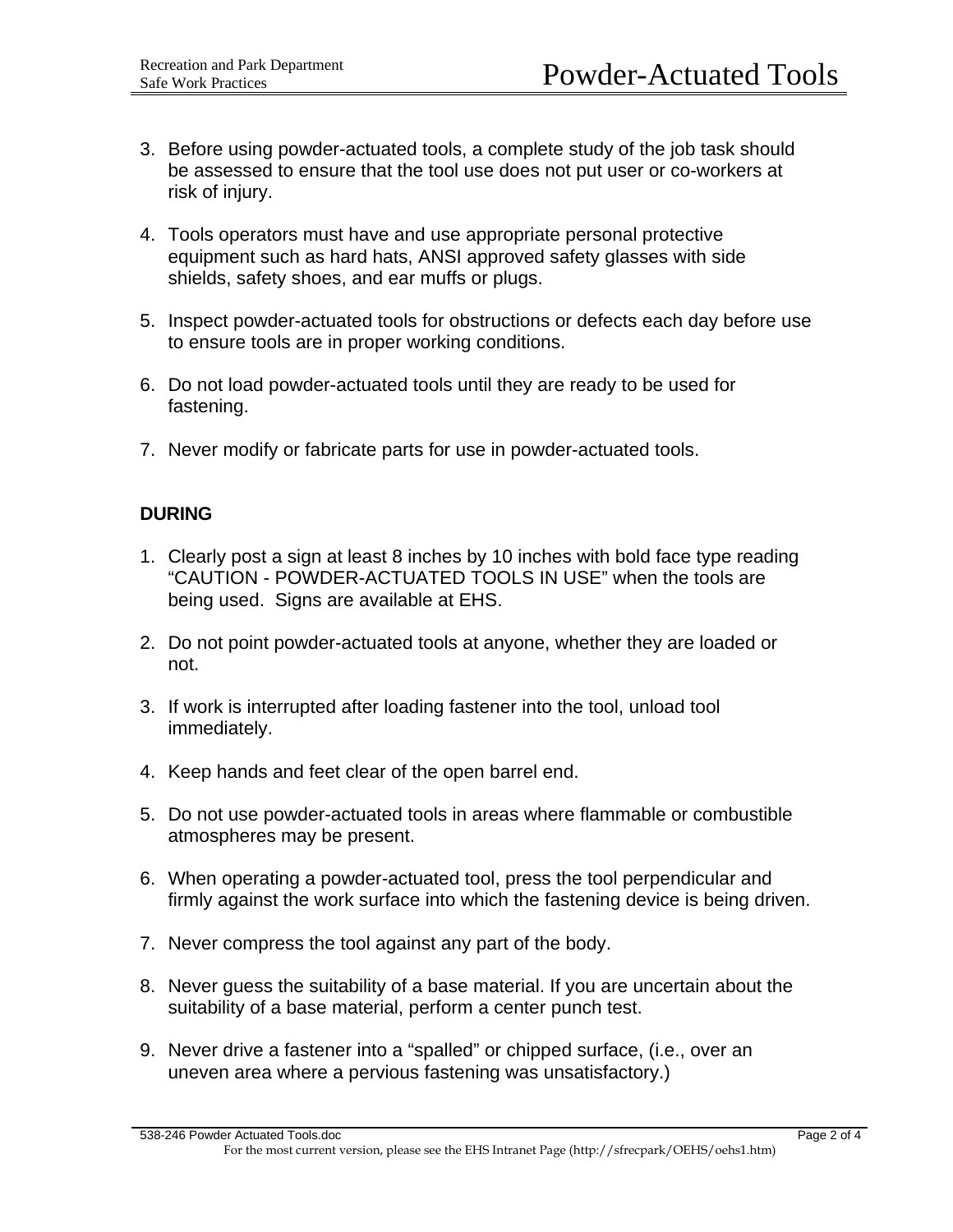3. Before using powder-actuated tools, a complete study of the job task should be assessed to ensure that the tool use does not put user or co-workers at risk of injury.

4. Tools operators must have and use appropriate personal protective equipment such as hard hats, ANSI approved safety glasses with side shields, safety shoes, and ear muffs or plugs.

5. Inspect powder-actuated tools for obstructions or defects each day before use to ensure tools are in proper working conditions.

6. Do not load powder-actuated tools until they are ready to be used for fastening.

7. Never modify or fabricate parts for use in powder-actuated tools.

**DURING**

1. Clearly post a sign at least 8 inches by 10 inches with bold face type reading “CAUTION - POWDER-ACTUATED TOOLS IN USE” when the tools are being used. Signs are available at EHS.

2. Do not point powder-actuated tools at anyone, whether they are loaded or not.

3. If work is interrupted after loading fastener into the tool, unload tool immediately.

4. Keep hands and feet clear of the open barrel end.

5. Do not use powder-actuated tools in areas where flammable or combustible atmospheres may be present.

6. When operating a powder-actuated tool, press the tool perpendicular and firmly against the work surface into which the fastening device is being driven.

7. Never compress the tool against any part of the body.

8. Never guess the suitability of a base material. If you are uncertain about the suitability of a base material, perform a center punch test.

9. Never drive a fastener into a “spalled” or chipped surface, (i.e., over an uneven area where a pervious fastening was unsatisfactory.)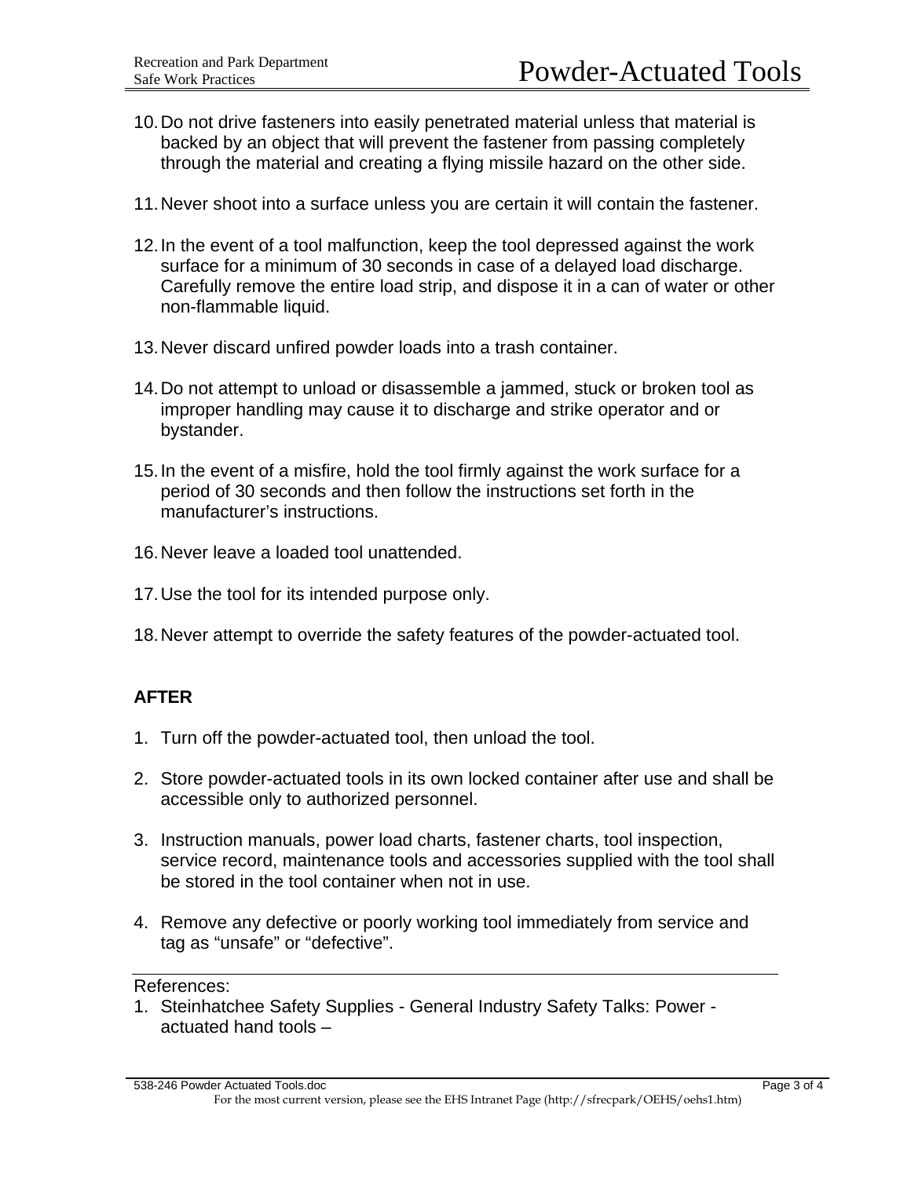10. Do not drive fasteners into easily penetrated material unless that material is backed by an object that will prevent the fastener from passing completely through the material and creating a flying missile hazard on the other side.

11. Never shoot into a surface unless you are certain it will contain the fastener.

12. In the event of a tool malfunction, keep the tool depressed against the work surface for a minimum of 30 seconds in case of a delayed load discharge. Carefully remove the entire load strip, and dispose it in a can of water or other non-flammable liquid.

13. Never discard unfired powder loads into a trash container.

14. Do not attempt to unload or disassemble a jammed, stuck or broken tool as improper handling may cause it to discharge and strike operator and or bystander.

15. In the event of a misfire, hold the tool firmly against the work surface for a period of 30 seconds and then follow the instructions set forth in the manufacturer's instructions.

16. Never leave a loaded tool unattended.

17. Use the tool for its intended purpose only.

18. Never attempt to override the safety features of the powder-actuated tool.

**AFTER**

1. Turn off the powder-actuated tool, then unload the tool.

2. Store powder-actuated tools in its own locked container after use and shall be accessible only to authorized personnel.

3. Instruction manuals, power load charts, fastener charts, tool inspection, service record, maintenance tools and accessories supplied with the tool shall be stored in the tool container when not in use.

4. Remove any defective or poorly working tool immediately from service and tag as "unsafe" or "defective".

---

References:

1. Steinhatchee Safety Supplies - General Industry Safety Talks: Power - actuated hand tools –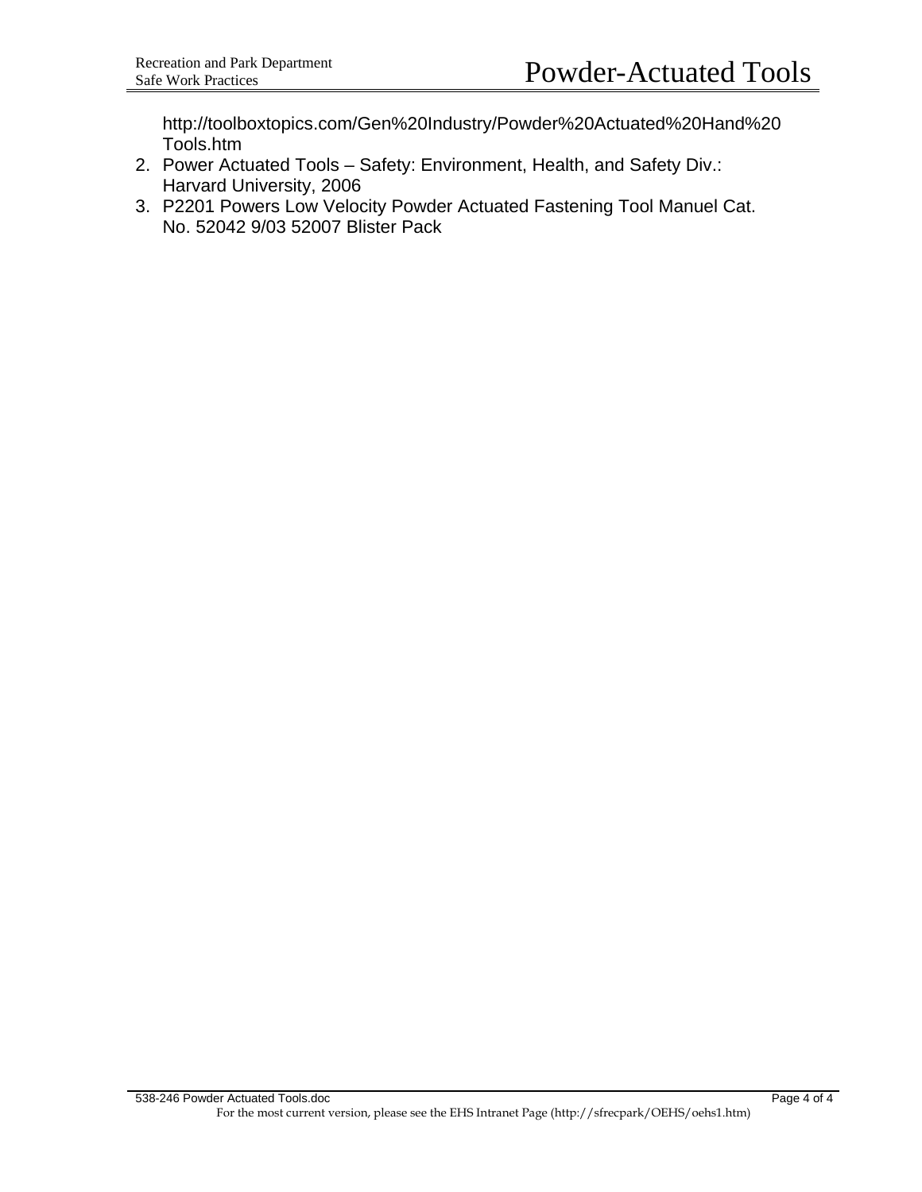http://toolboxtopics.com/Gen%20Industry/Powder%20Actuated%20Hand%20Tools.htm

2. Power Actuated Tools – Safety: Environment, Health, and Safety Div.: Harvard University, 2006
3. P2201 Powers Low Velocity Powder Actuated Fastening Tool Manuel Cat. No. 52042 9/03 52007 Blister Pack